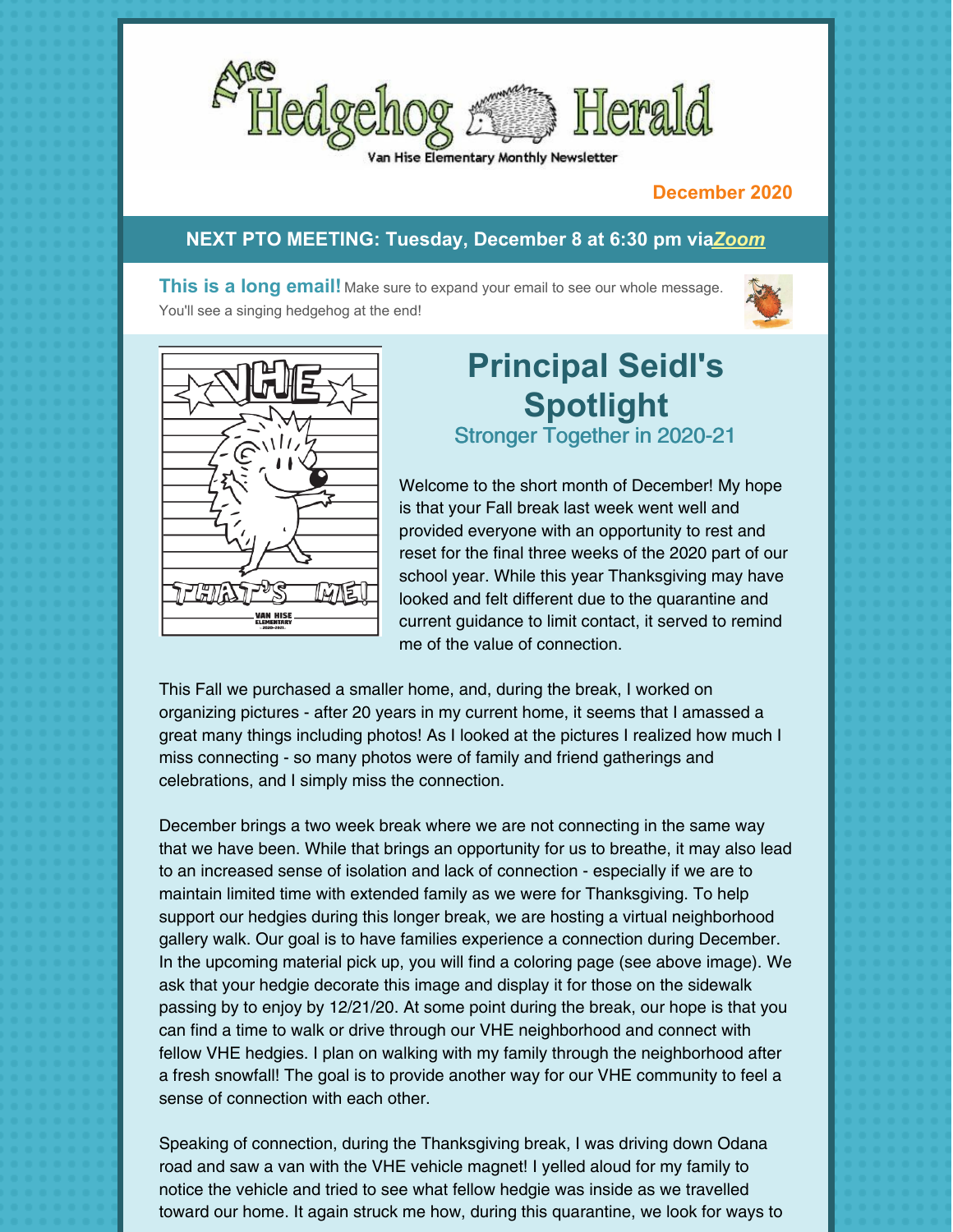# The Hedgehog Herald

Van Hise Elementary Monthly Newsletter

**December 2020**

**NEXT PTO MEETING: Tuesday, December 8 at 6:30 pm via *Zoom***

**This is a long email!** Make sure to expand your email to see our whole message. You'll see a singing hedgehog at the end!

## Principal Seidl's Spotlight

### Stronger Together in 2020-21

Welcome to the short month of December! My hope is that your Fall break last week went well and provided everyone with an opportunity to rest and reset for the final three weeks of the 2020 part of our school year. While this year Thanksgiving may have looked and felt different due to the quarantine and current guidance to limit contact, it served to remind me of the value of connection.

This Fall we purchased a smaller home, and, during the break, I worked on organizing pictures - after 20 years in my current home, it seems that I amassed a great many things including photos! As I looked at the pictures I realized how much I miss connecting - so many photos were of family and friend gatherings and celebrations, and I simply miss the connection.

December brings a two week break where we are not connecting in the same way that we have been. While that brings an opportunity for us to breathe, it may also lead to an increased sense of isolation and lack of connection - especially if we are to maintain limited time with extended family as we were for Thanksgiving. To help support our hedgies during this longer break, we are hosting a virtual neighborhood gallery walk. Our goal is to have families experience a connection during December. In the upcoming material pick up, you will find a coloring page (see above image). We ask that your hedgie decorate this image and display it for those on the sidewalk passing by to enjoy by 12/21/20. At some point during the break, our hope is that you can find a time to walk or drive through our VHE neighborhood and connect with fellow VHE hedgies. I plan on walking with my family through the neighborhood after a fresh snowfall! The goal is to provide another way for our VHE community to feel a sense of connection with each other.

Speaking of connection, during the Thanksgiving break, I was driving down Odana road and saw a van with the VHE vehicle magnet! I yelled aloud for my family to notice the vehicle and tried to see what fellow hedgie was inside as we travelled toward our home. It again struck me how, during this quarantine, we look for ways to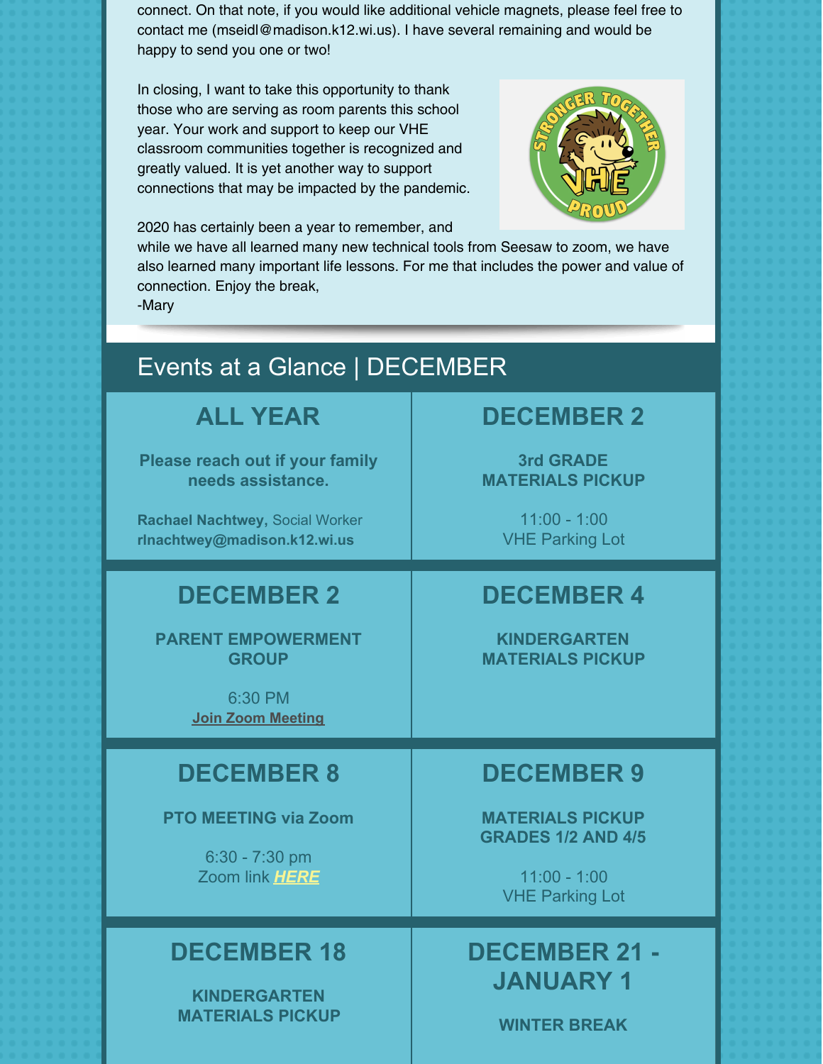connect. On that note, if you would like additional vehicle magnets, please feel free to contact me (mseidl@madison.k12.wi.us). I have several remaining and would be happy to send you one or two!

In closing, I want to take this opportunity to thank those who are serving as room parents this school year. Your work and support to keep our VHE classroom communities together is recognized and greatly valued. It is yet another way to support connections that may be impacted by the pandemic.

2020 has certainly been a year to remember, and while we have all learned many new technical tools from Seesaw to zoom, we have also learned many important life lessons. For me that includes the power and value of connection. Enjoy the break,

-Mary

## Events at a Glance | DECEMBER

### ALL YEAR

**Please reach out if your family needs assistance.**

**Rachael Nachtwey,** Social Worker
**rlnachtwey@madison.k12.wi.us**

### DECEMBER 2

**3rd GRADE MATERIALS PICKUP**

11:00 - 1:00
VHE Parking Lot

### DECEMBER 2

**PARENT EMPOWERMENT GROUP**

6:30 PM
**Join Zoom Meeting**

### DECEMBER 4

**KINDERGARTEN MATERIALS PICKUP**

### DECEMBER 8

**PTO MEETING via Zoom**

6:30 - 7:30 pm
Zoom link ***HERE***

### DECEMBER 9

**MATERIALS PICKUP GRADES 1/2 AND 4/5**

11:00 - 1:00
VHE Parking Lot

### DECEMBER 18

**KINDERGARTEN MATERIALS PICKUP**

### DECEMBER 21 - JANUARY 1

**WINTER BREAK**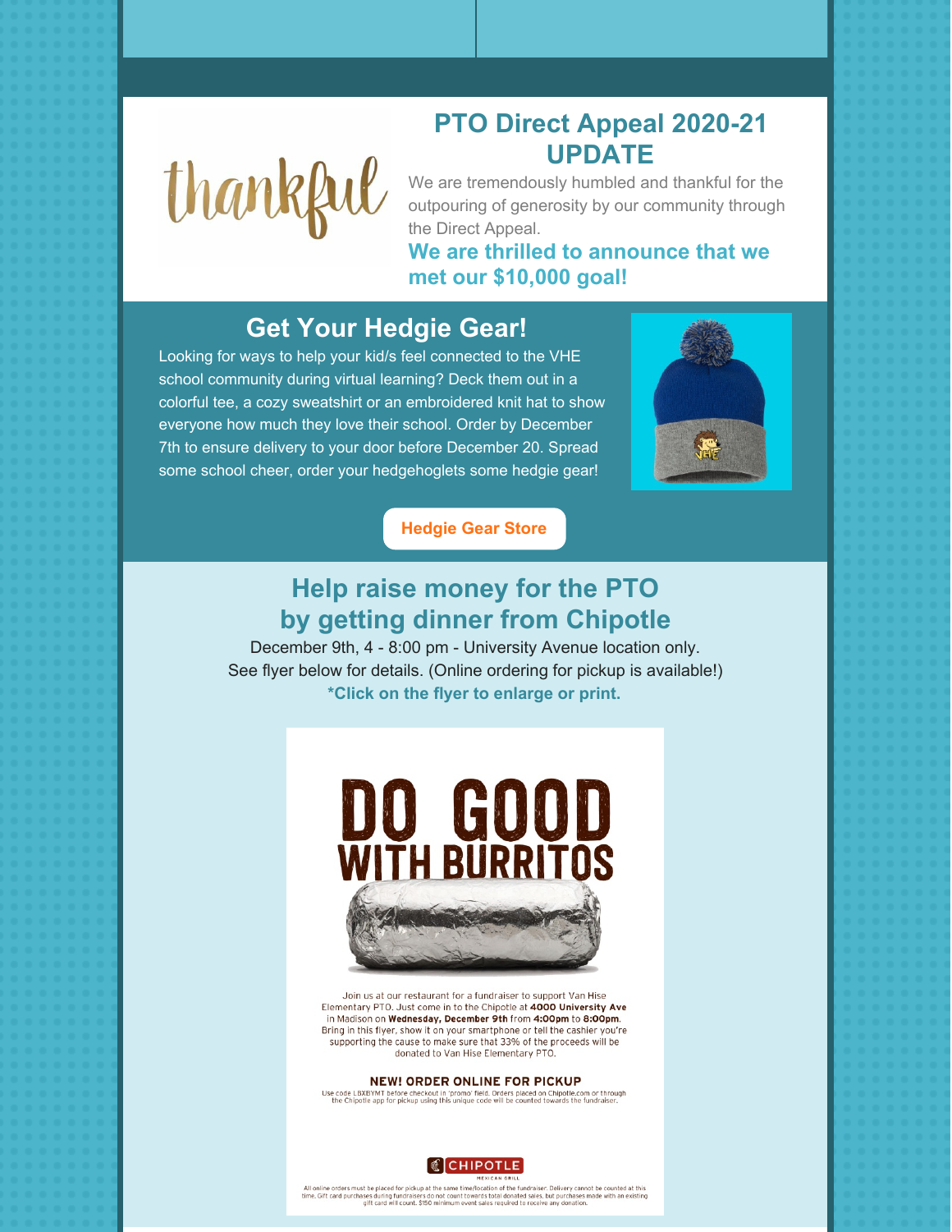## PTO Direct Appeal 2020-21 UPDATE

thankful

We are tremendously humbled and thankful for the outpouring of generosity by our community through the Direct Appeal.

**We are thrilled to announce that we met our $10,000 goal!**

## Get Your Hedgie Gear!

Looking for ways to help your kid/s feel connected to the VHE school community during virtual learning? Deck them out in a colorful tee, a cozy sweatshirt or an embroidered knit hat to show everyone how much they love their school. Order by December 7th to ensure delivery to your door before December 20. Spread some school cheer, order your hedgehoglets some hedgie gear!

**Hedgie Gear Store**

## Help raise money for the PTO by getting dinner from Chipotle

December 9th, 4 - 8:00 pm - University Avenue location only.
See flyer below for details. (Online ordering for pickup is available!)

**\*Click on the flyer to enlarge or print.**

# DO GOOD WITH BURRITOS

Join us at our restaurant for a fundraiser to support Van Hise Elementary PTO. Just come in to the Chipotle at **4000 University Ave** in Madison on **Wednesday, December 9th** from **4:00pm** to **8:00pm**. Bring in this flyer, show it on your smartphone or tell the cashier you're supporting the cause to make sure that 33% of the proceeds will be donated to Van Hise Elementary PTO.

**NEW! ORDER ONLINE FOR PICKUP**

Use code LBXBYMT before checkout in 'promo' field. Orders placed on Chipotle.com or through the Chipotle app for pickup using this unique code will be counted towards the fundraiser.

CHIPOTLE MEXICAN GRILL

All online orders must be placed for pickup at the same time/location of the fundraiser. Delivery cannot be counted at this time. Gift card purchases during fundraisers do not count towards total donated sales, but purchases made with an existing gift card will count. $150 minimum event sales required to receive any donation.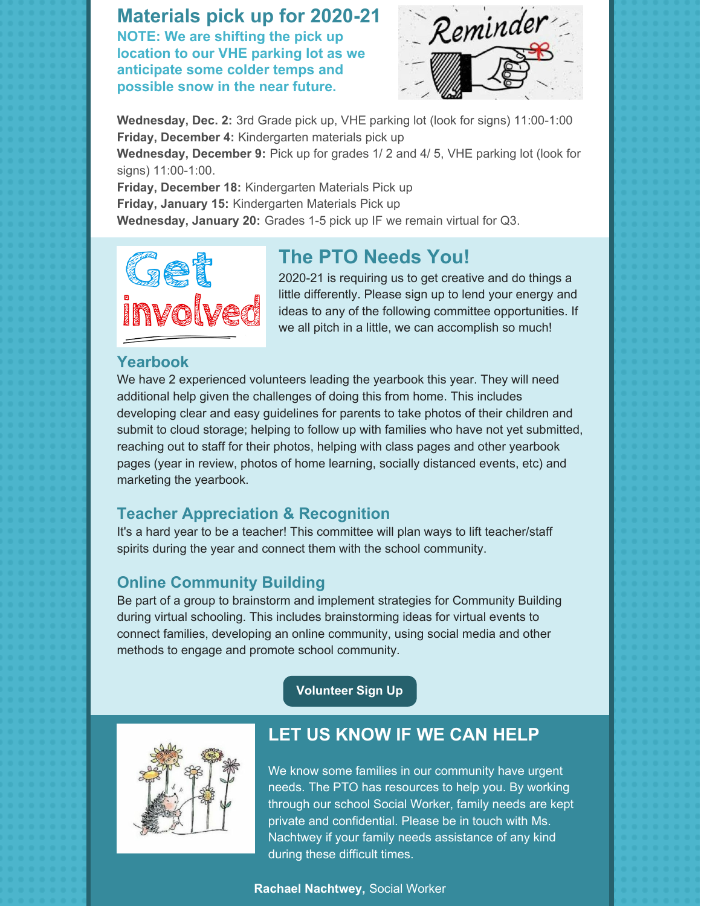## Materials pick up for 2020-21

**NOTE: We are shifting the pick up location to our VHE parking lot as we anticipate some colder temps and possible snow in the near future.**

**Wednesday, Dec. 2:** 3rd Grade pick up, VHE parking lot (look for signs) 11:00-1:00
**Friday, December 4:** Kindergarten materials pick up
**Wednesday, December 9:** Pick up for grades 1/ 2 and 4/ 5, VHE parking lot (look for signs) 11:00-1:00.
**Friday, December 18:** Kindergarten Materials Pick up
**Friday, January 15:** Kindergarten Materials Pick up
**Wednesday, January 20:** Grades 1-5 pick up IF we remain virtual for Q3.

## The PTO Needs You!

2020-21 is requiring us to get creative and do things a little differently. Please sign up to lend your energy and ideas to any of the following committee opportunities. If we all pitch in a little, we can accomplish so much!

### Yearbook

We have 2 experienced volunteers leading the yearbook this year. They will need additional help given the challenges of doing this from home. This includes developing clear and easy guidelines for parents to take photos of their children and submit to cloud storage; helping to follow up with families who have not yet submitted, reaching out to staff for their photos, helping with class pages and other yearbook pages (year in review, photos of home learning, socially distanced events, etc) and marketing the yearbook.

### Teacher Appreciation & Recognition

It's a hard year to be a teacher! This committee will plan ways to lift teacher/staff spirits during the year and connect them with the school community.

### Online Community Building

Be part of a group to brainstorm and implement strategies for Community Building during virtual schooling. This includes brainstorming ideas for virtual events to connect families, developing an online community, using social media and other methods to engage and promote school community.

Volunteer Sign Up

## LET US KNOW IF WE CAN HELP

We know some families in our community have urgent needs. The PTO has resources to help you. By working through our school Social Worker, family needs are kept private and confidential. Please be in touch with Ms. Nachtwey if your family needs assistance of any kind during these difficult times.

**Rachael Nachtwey,** Social Worker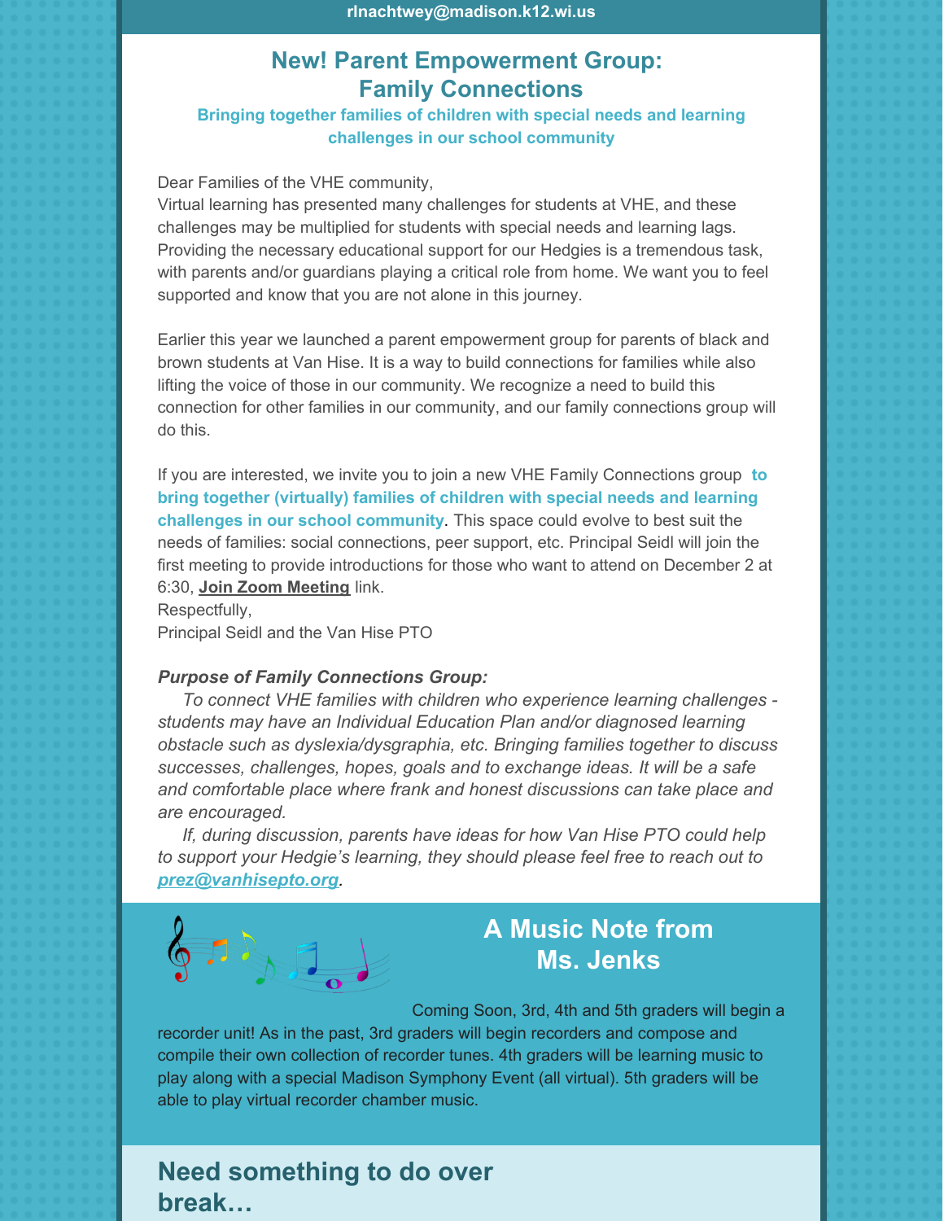rlnachtwey@madison.k12.wi.us

## New! Parent Empowerment Group: Family Connections

**Bringing together families of children with special needs and learning challenges in our school community**

Dear Families of the VHE community,
Virtual learning has presented many challenges for students at VHE, and these challenges may be multiplied for students with special needs and learning lags. Providing the necessary educational support for our Hedgies is a tremendous task, with parents and/or guardians playing a critical role from home. We want you to feel supported and know that you are not alone in this journey.

Earlier this year we launched a parent empowerment group for parents of black and brown students at Van Hise. It is a way to build connections for families while also lifting the voice of those in our community. We recognize a need to build this connection for other families in our community, and our family connections group will do this.

If you are interested, we invite you to join a new VHE Family Connections group **to bring together (virtually) families of children with special needs and learning challenges in our school community**. This space could evolve to best suit the needs of families: social connections, peer support, etc. Principal Seidl will join the first meeting to provide introductions for those who want to attend on December 2 at 6:30, **Join Zoom Meeting** link.
Respectfully,
Principal Seidl and the Van Hise PTO

***Purpose of Family Connections Group:***

*To connect VHE families with children who experience learning challenges - students may have an Individual Education Plan and/or diagnosed learning obstacle such as dyslexia/dysgraphia, etc. Bringing families together to discuss successes, challenges, hopes, goals and to exchange ideas. It will be a safe and comfortable place where frank and honest discussions can take place and are encouraged.*

*If, during discussion, parents have ideas for how Van Hise PTO could help to support your Hedgie's learning, they should please feel free to reach out to **prez@vanhisepto.org**.*

## A Music Note from Ms. Jenks

Coming Soon, 3rd, 4th and 5th graders will begin a recorder unit! As in the past, 3rd graders will begin recorders and compose and compile their own collection of recorder tunes. 4th graders will be learning music to play along with a special Madison Symphony Event (all virtual). 5th graders will be able to play virtual recorder chamber music.

## Need something to do over break…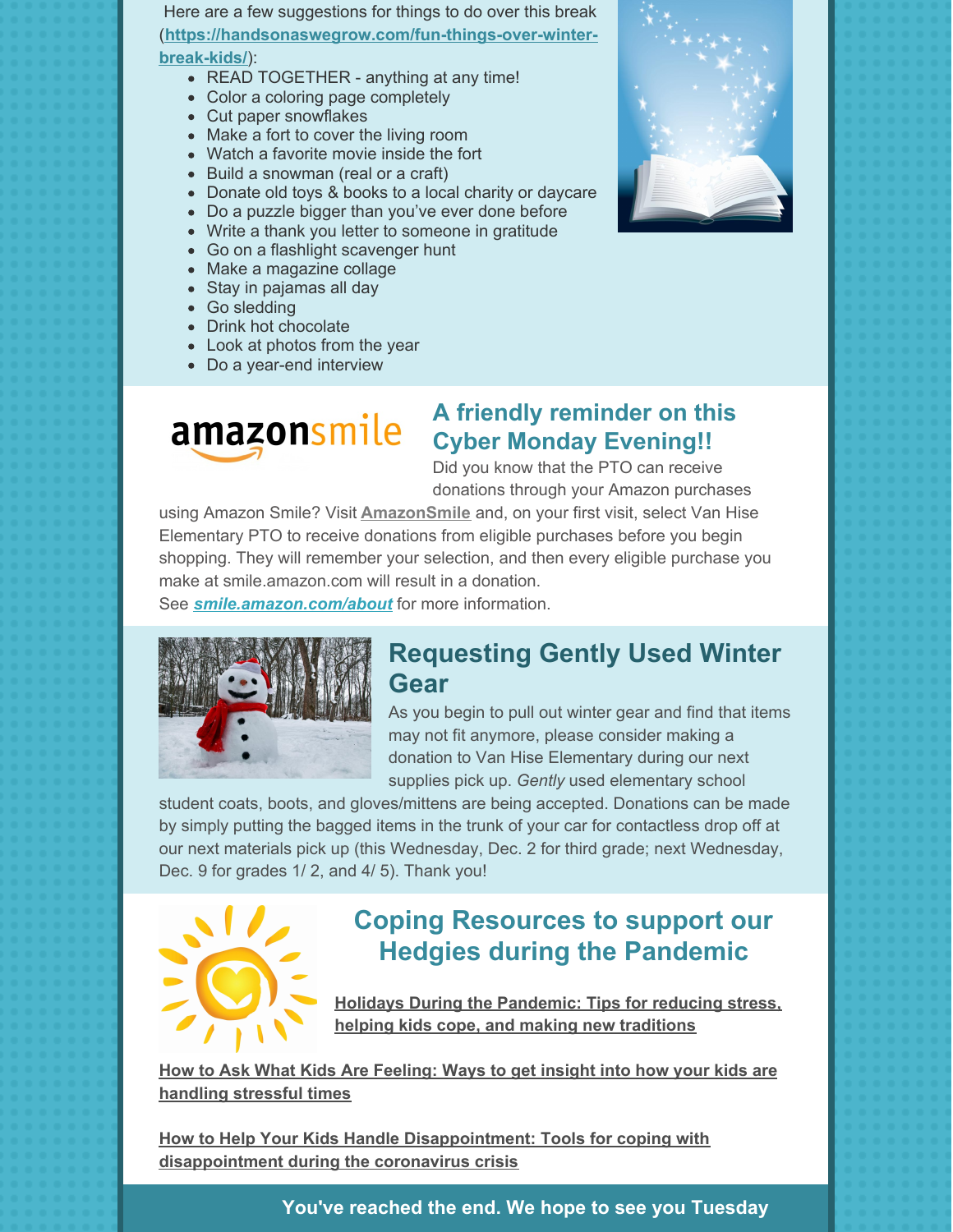Here are a few suggestions for things to do over this break (**https://handsonaswegrow.com/fun-things-over-winter-break-kids/**):

- READ TOGETHER - anything at any time!
- Color a coloring page completely
- Cut paper snowflakes
- Make a fort to cover the living room
- Watch a favorite movie inside the fort
- Build a snowman (real or a craft)
- Donate old toys & books to a local charity or daycare
- Do a puzzle bigger than you've ever done before
- Write a thank you letter to someone in gratitude
- Go on a flashlight scavenger hunt
- Make a magazine collage
- Stay in pajamas all day
- Go sledding
- Drink hot chocolate
- Look at photos from the year
- Do a year-end interview

## A friendly reminder on this Cyber Monday Evening!!

Did you know that the PTO can receive donations through your Amazon purchases using Amazon Smile? Visit **AmazonSmile** and, on your first visit, select Van Hise Elementary PTO to receive donations from eligible purchases before you begin shopping. They will remember your selection, and then every eligible purchase you make at smile.amazon.com will result in a donation.
See ***smile.amazon.com/about*** for more information.

## Requesting Gently Used Winter Gear

As you begin to pull out winter gear and find that items may not fit anymore, please consider making a donation to Van Hise Elementary during our next supplies pick up. *Gently* used elementary school student coats, boots, and gloves/mittens are being accepted. Donations can be made by simply putting the bagged items in the trunk of your car for contactless drop off at our next materials pick up (this Wednesday, Dec. 2 for third grade; next Wednesday, Dec. 9 for grades 1/ 2, and 4/ 5). Thank you!

## Coping Resources to support our Hedgies during the Pandemic

**Holidays During the Pandemic: Tips for reducing stress, helping kids cope, and making new traditions**

**How to Ask What Kids Are Feeling: Ways to get insight into how your kids are handling stressful times**

**How to Help Your Kids Handle Disappointment: Tools for coping with disappointment during the coronavirus crisis**

**You've reached the end. We hope to see you Tuesday**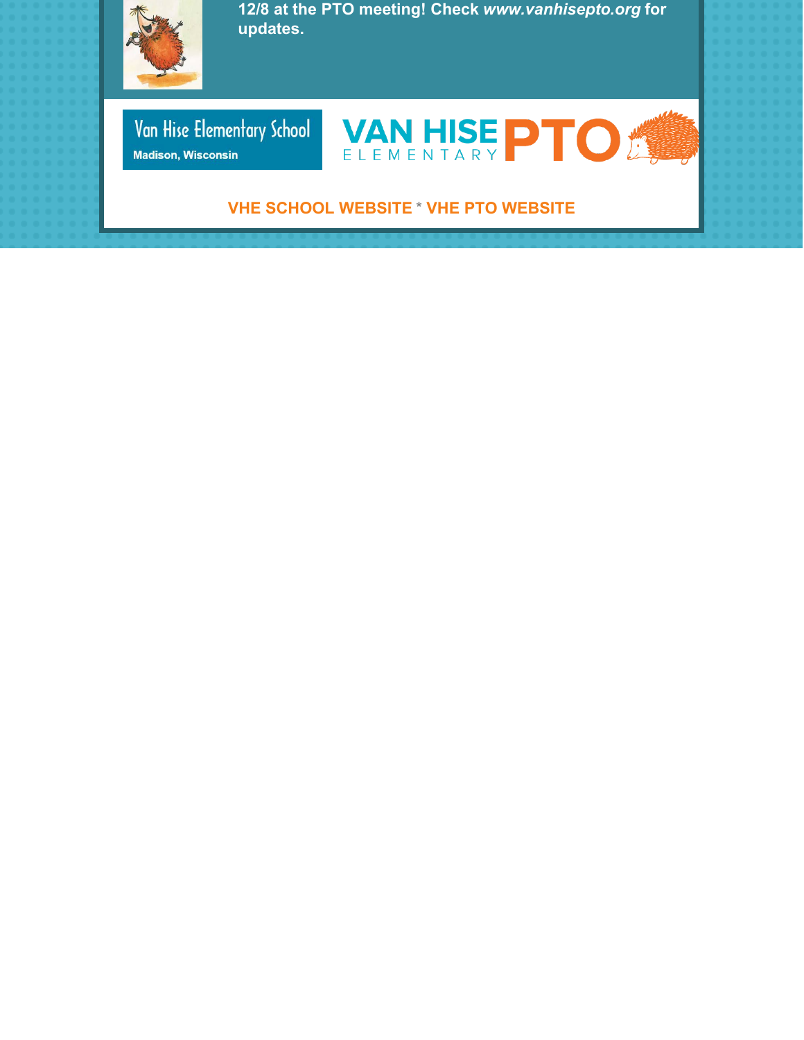12/8 at the PTO meeting! Check ***www.vanhisepto.org*** **for updates.**

Van Hise Elementary School

**Madison, Wisconsin**

VAN HISE ELEMENTARY PTO

**VHE SCHOOL WEBSITE** * **VHE PTO WEBSITE**